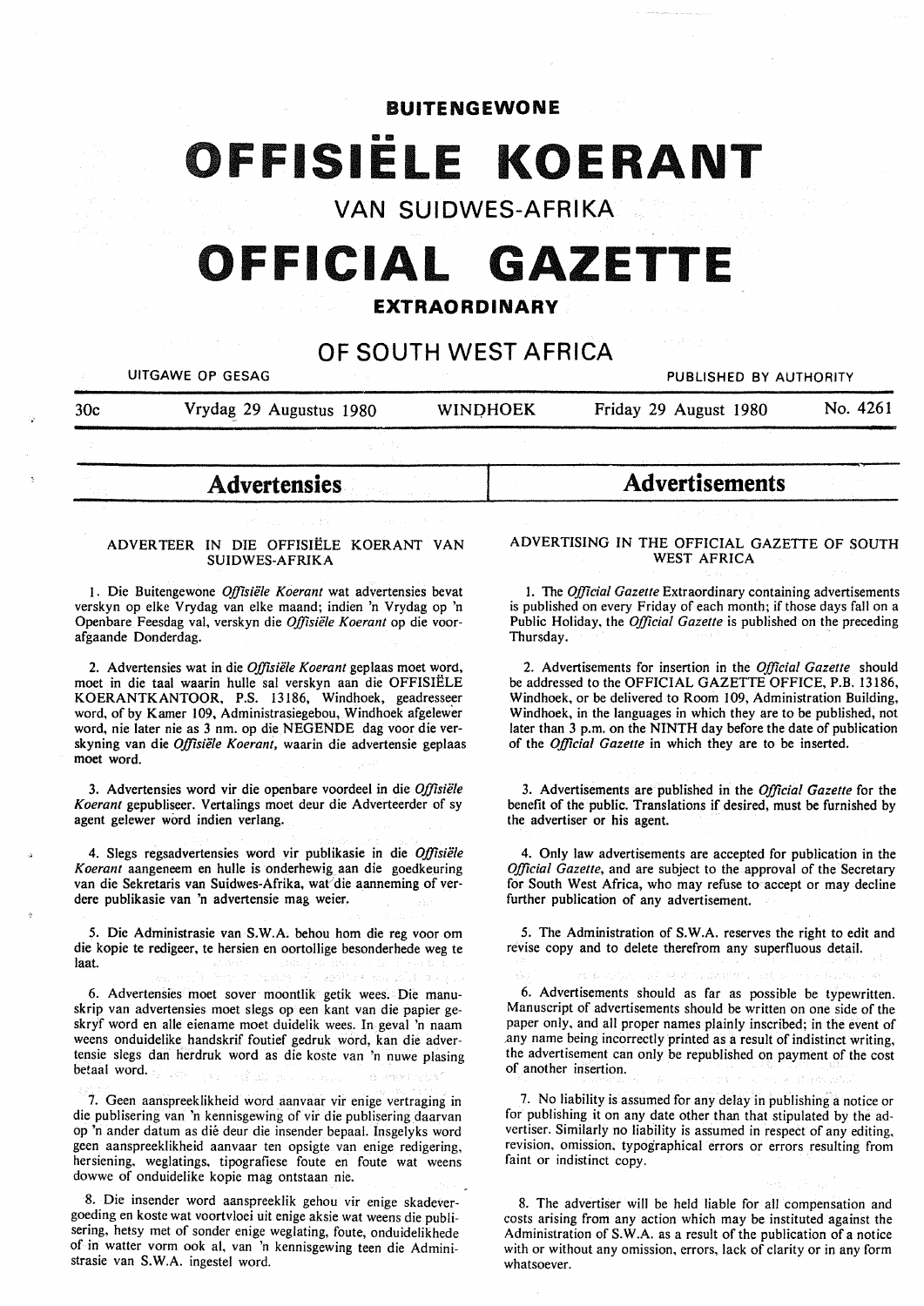# BUITENGEWONE

# OFFISIËLE KOERANT

## VAN SUIDWES-AFRIKA

# OFFICIAL GAZETTE

## EXTRAORDINARY

## OF SOUTH WEST AFRICA

UITGAWE OP GESAG — PUBLISHED BY AUTHORITY

30c — Vrydag 29 Augustus 1980 — WINDHOEK — Friday 29 August 1980 — No. 4261

## Advertensies

ADVERTEER IN DIE OFFISIËLE KOERANT VAN SUIDWES-AFRIKA

1. Die Buitengewone *Offisiële Koerant* wat advertensies bevat verskyn op elke Vrydag van elke maand; indien 'n Vrydag op 'n Openbare Feesdag val, verskyn die *Offisiële Koerant* op die voorafgaande Donderdag.

2. Advertensies wat in die *Offisiële Koerant* geplaas moet word, moet in die taal waarin hulle sal verskyn aan die OFFISIËLE KOERANTKANTOOR, P.S. 13186, Windhoek, geadresseer word, of by Kamer 109, Administrasiegebou, Windhoek afgelewer word, nie later nie as 3 nm. op die NEGENDE dag voor die verskyning van die *Offisiële Koerant*, waarin die advertensie geplaas moet word.

3. Advertensies word vir die openbare voordeel in die *Offisiële Koerant* gepubliseer. Vertalings moet deur die Adverteerder of sy agent gelewer word indien verlang.

4. Slegs regsadvertensies word vir publikasie in die *Offisiële Koerant* aangeneem en hulle is onderhewig aan die goedkeuring van die Sekretaris van Suidwes-Afrika, wat die aanneming of verdere publikasie van 'n advertensie mag weier.

5. Die Administrasie van S.W.A. behou hom die reg voor om die kopie te redigeer, te hersien en oortollige besonderhede weg te laat.

6. Advertensies moet sover moontlik getik wees. Die manuskrip van advertensies moet slegs op een kant van die papier geskryf word en alle eiename moet duidelik wees. In geval 'n naam weens onduidelike handskrif foutief gedruk word, kan die advertensie slegs dan herdruk word as die koste van 'n nuwe plasing betaal word.

7. Geen aanspreeklikheid word aanvaar vir enige vertraging in die publisering van 'n kennisgewing of vir die publisering daarvan op 'n ander datum as dié deur die insender bepaal. Insgelyks word geen aanspreeklikheid aanvaar ten opsigte van enige redigering, hersiening, weglatings, tipografiese foute en foute wat weens dowwe of onduidelike kopie mag ontstaan nie.

8. Die insender word aanspreeklik gehou vir enige skadevergoeding en koste wat voortvloei uit enige aksie wat weens die publisering, hetsy met of sonder enige weglating, foute, onduidelikhede of in watter vorm ook al, van 'n kennisgewing teen die Administrasie van S.W.A. ingestel word.

## Advertisements

ADVERTISING IN THE OFFICIAL GAZETTE OF SOUTH WEST AFRICA

1. The *Official Gazette* Extraordinary containing advertisements is published on every Friday of each month; if those days fall on a Public Holiday, the *Official Gazette* is published on the preceding Thursday.

2. Advertisements for insertion in the *Official Gazette* should be addressed to the OFFICIAL GAZETTE OFFICE, P.B. 13186, Windhoek, or be delivered to Room 109, Administration Building, Windhoek, in the languages in which they are to be published, not later than 3 p.m. on the NINTH day before the date of publication of the *Official Gazette* in which they are to be inserted.

3. Advertisements are published in the *Official Gazette* for the benefit of the public. Translations if desired, must be furnished by the advertiser or his agent.

4. Only law advertisements are accepted for publication in the *Official Gazette*, and are subject to the approval of the Secretary for South West Africa, who may refuse to accept or may decline further publication of any advertisement.

5. The Administration of S.W.A. reserves the right to edit and revise copy and to delete therefrom any superfluous detail.

6. Advertisements should as far as possible be typewritten. Manuscript of advertisements should be written on one side of the paper only, and all proper names plainly inscribed; in the event of any name being incorrectly printed as a result of indistinct writing, the advertisement can only be republished on payment of the cost of another insertion.

7. No liability is assumed for any delay in publishing a notice or for publishing it on any date other than that stipulated by the advertiser. Similarly no liability is assumed in respect of any editing, revision, omission, typographical errors or errors resulting from faint or indistinct copy.

8. The advertiser will be held liable for all compensation and costs arising from any action which may be instituted against the Administration of S.W.A. as a result of the publication of a notice with or without any omission, errors, lack of clarity or in any form whatsoever.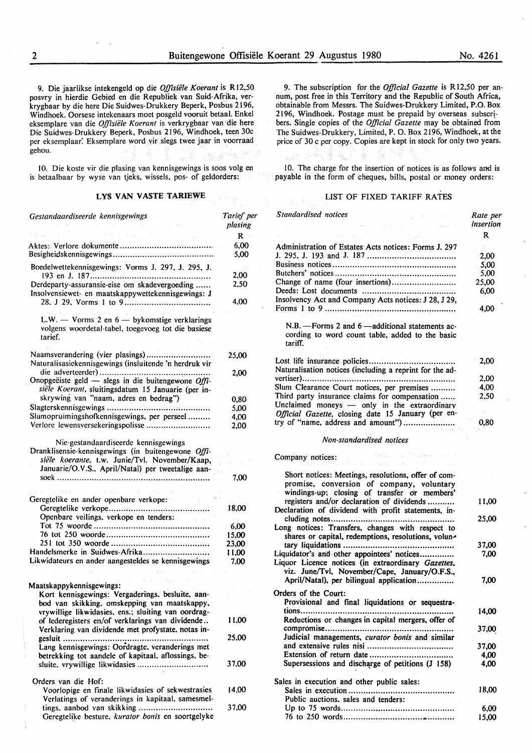9. Die jaarlikse intekengeld op die *Offisiële Koerant* is R12,50 posvry in hierdie Gebied en die Republiek van Suid-Afrika, verkrygbaar by die here Die Suidwes-Drukkery Beperk, Posbus 2196, Windhoek. Oorsese intekenaars moet posgeld vooruit betaal. Enkel eksemplare van die *Offisiële Koerant* is verkrygbaar van die here Die Suidwes-Drukkery Beperk, Posbus 2196, Windhoek, teen 30c per eksemplaar. Eksemplare word vir slegs twee jaar in voorraad gehou.

10. Die koste vir die plasing van kennisgewings is soos volg en is betaalbaar by wyse van tjeks, wissels, pos- of geldorders:

## LYS VAN VASTE TARIEWE

| *Gestandaardiseerde kennisgewings* | *Tarief per plasing* |
|---|---|
| | R |
| Aktes: Verlore dokumente | 6,00 |
| Besigheidskennisgewings | 5,00 |
| Boedelwettekennisgewings: Vorms J. 297, J. 295, J. 193 en J. 187 | 2,00 |
| Derdeparty-assuransie-eise om skadevergoeding | 2,50 |
| Insolvensiewet- en maatskappywettekennisgewings: J 28, J 29, Vorms 1 to 9 | 4,00 |
| L.W. — Vorms 2 en 6 — bykomstige verklarings volgens woordetal-tabel, toegevoeg tot die basiese tarief. | |
| Naamsverandering (vier plasings) | 25,00 |
| Naturalisasiekennisgewings (insluitende 'n herdruk vir die adverteerder) | 2,00 |
| Onopgeëiste geld — slegs in die buitengewone *Offisiële Koerant*, sluitingsdatum 15 Januarie (per inskrywing van "naam, adres en bedrag") | 0,80 |
| Slagterskennisgewings | 5,00 |
| Slumopruimingshofkennisgewings, per perseel | 4,00 |
| Verlore lewensversekeringspolisse | 2,00 |
| Nie-gestandaardiseerde kennisgewings | |
| Dranklisensie-kennisgewings (in buitengewone *Offisiële koerante*, t.w. Junie/Tvl. November/Kaap, Januarie/O.V.S., April/Natal) per tweetalige aansoek | 7,00 |
| Geregtelike en ander openbare verkope: | |
| Geregtelike verkope | 18,00 |
| Openbare veilings, verkope en tenders: | |
| Tot 75 woorde | 6,00 |
| 76 tot 250 woorde | 15,00 |
| 251 tot 350 woorde | 23,00 |
| Handelsmerke in Suidwes-Afrika | 11,00 |
| Likwidateurs en ander aangesteldes se kennisgewings | 7,00 |
| Maatskappykennisgewings: | |
| Kort kennisgewings: Vergaderings, besluite, aanbod van skikking, omskepping van maatskappy, vrywillige likwidasies, ens.; sluiting van oordragof lederegisters en/of verklarings van dividende | 11,00 |
| Verklaring van dividende met profystate, notas ingesluit | 25,00 |
| Lang kennisgewings: Oordragte, veranderings met betrekking tot aandele of kapitaal, aflossings, besluite, vrywillige likwidasies | 37,00 |
| Orders van die Hof: | |
| Voorlopige en finale likwidasies of sekwestrasies | 14,00 |
| Verlatings of veranderings in kapitaal, samesmeltings, aanbod van skikking | 37,00 |
| Geregtelike besture, *kurator bonis* en soortgelyke | |

9. The subscription for the *Official Gazette* is R12,50 per annum, post free in this Territory and the Republic of South Africa, obtainable from Messrs. The Suidwes-Drukkery Limited, P.O. Box 2196, Windhoek. Postage must be prepaid by overseas subscribers. Single copies of the *Official Gazette* may be obtained from The Suidwes-Drukkery, Limited, P. O. Box 2196, Windhoek, at the price of 30 c per copy. Copies are kept in stock for only two years.

10. The charge for the insertion of notices is as follows and is payable in the form of cheques, bills, postal or money orders:

## LIST OF FIXED TARIFF RATES

| *Standardised notices* | *Rate per insertion* |
|---|---|
| | R |
| Administration of Estates Acts notices: Forms J. 297 J. 295, J. 193 and J. 187 | 2,00 |
| Business notices | 5,00 |
| Butchers' notices | 5,00 |
| Change of name (four insertions) | 25,00 |
| Deeds: Lost documents | 6,00 |
| Insolvency Act and Company Acts notices: J 28, J 29, Forms 1 to 9 | 4,00 |
| N.B. —Forms 2 and 6 —additional statements according to word count table, added to the basic tariff. | |
| Lost life insurance policies | 2,00 |
| Naturalisation notices (including a reprint for the advertiser) | 2,00 |
| Slum Clearance Court notices, per premises | 4,00 |
| Third party insurance claims for compensation | 2,50 |
| Unclaimed moneys — only in the extraordinary *Official Gazette*, closing date 15 January (per entry of "name, address and amount") | 0,80 |
| *Non-standardised notices* | |
| Company notices: | |
| Short notices: Meetings, resolutions, offer of compromise, conversion of company, voluntary windings-up; closing of transfer or members' registers and/or declaration of dividends | 11,00 |
| Declaration of dividend with profit statements, including notes | 25,00 |
| Long notices: Transfers, changes with respect to shares or capital, redemptions, resolutions, voluntary liquidations | 37,00 |
| Liquidator's and other appointees' notices | 7,00 |
| Liquor Licence notices (in extraordinary *Gazettes*, viz. June/Tvl, November/Cape, January/O.F.S., April/Natal), per bilingual application | 7,00 |
| Orders of the Court: | |
| Provisional and final liquidations or sequestrations | 14,00 |
| Reductions or changes in capital mergers, offer of compromise | 37,00 |
| Judicial managements, *curator bonis* and similar and extensive rules nisi | 37,00 |
| Extension of return date | 4,00 |
| Supersessions and discharge of petitions (J 158) | 4,00 |
| Sales in execution and other public sales: | |
| Sales in execution | 18,00 |
| Public auctions, sales and tenders: | |
| Up to 75 words | 6,00 |
| 76 to 250 words | 15,00 |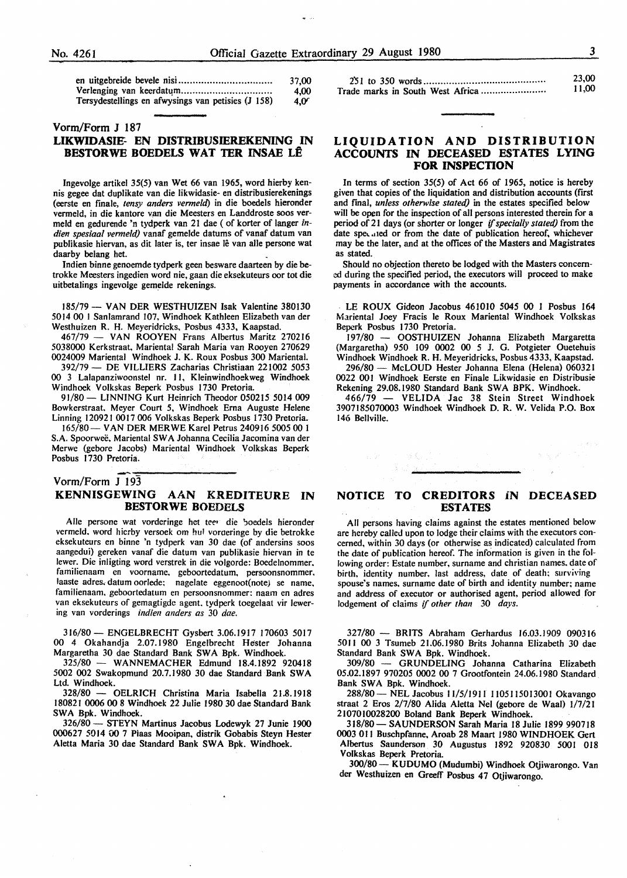| | |
|---|---|
| en uitgebreide bevele nisi | 37,00 |
| Verlenging van keerdatum | 4,00 |
| Tersydestellings en afwysings van petisies (J 158) | 4,0 |

| | |
|---|---|
| 251 to 350 words | 23,00 |
| Trade marks in South West Africa | 11,00 |

## Vorm/Form J 187

### LIKWIDASIE- EN DISTRIBUSIEREKENING IN BESTORWE BOEDELS WAT TER INSAE LÊ

Ingevolge artikel 35(5) van Wet 66 van 1965, word hierby kennis gegee dat duplikate van die likwidasie- en distribusierekenings (eerste en finale, *tensy anders vermeld*) in die boedels hieronder vermeld, in die kantore van die Meesters en Landdroste soos vermeld en gedurende 'n tydperk van 21 dae (of korter of langer *indien spesiaal vermeld*) vanaf gemelde datums of vanaf datum van publikasie hiervan, as dit later is, ter insae lê van alle persone wat daarby belang het.

Indien binne genoemde tydperk geen besware daarteen by die betrokke Meesters ingedien word nie, gaan die eksekuteurs oor tot die uitbetalings ingevolge gemelde rekenings.

185/79 — VAN DER WESTHUIZEN Isak Valentine 380130 5014 00 1 Sanlamrand 107, Windhoek Kathleen Elizabeth van der Westhuizen R. H. Meyeridricks, Posbus 4333, Kaapstad.

467/79 — VAN ROOYEN Frans Albertus Maritz 270216 5038000 Kerkstraat, Mariental Sarah Maria van Rooyen 270629 0024009 Mariental Windhoek J. K. Roux Posbus 300 Mariental.

392/79 — DE VILLIERS Zacharias Christiaan 221002 5053 00 3 Lalapanziwoonstel nr. 11, Kleinwindhoekweg Windhoek Windhoek Volkskas Beperk Posbus 1730 Pretoria.

91/80 — LINNING Kurt Heinrich Theodor 050215 5014 009 Bowkerstraat, Meyer Court 5, Windhoek Erna Auguste Helene Linning 120921 0017 006 Volkskas Beperk Posbus 1730 Pretoria.

165/80 — VAN DER MERWE Karel Petrus 240916 5005 00 1 S.A. Spoorweë, Mariental SWA Johanna Cecilia Jacomina van der Merwe (gebore Jacobs) Mariental Windhoek Volkskas Beperk Posbus 1730 Pretoria.

## LIQUIDATION AND DISTRIBUTION ACCOUNTS IN DECEASED ESTATES LYING FOR INSPECTION

In terms of section 35(5) of Act 66 of 1965, notice is hereby given that copies of the liquidation and distribution accounts (first and final, *unless otherwise stated*) in the estates specified below will be open for the inspection of all persons interested therein for a period of 21 days (or shorter or longer *if specially stated*) from the date specified or from the date of publication hereof, whichever may be the later, and at the offices of the Masters and Magistrates as stated.

Should no objection thereto be lodged with the Masters concerned during the specified period, the executors will proceed to make payments in accordance with the accounts.

LE ROUX Gideon Jacobus 461010 5045 00 1 Posbus 164 Mariental Joey Fracis le Roux Mariental Windhoek Volkskas Beperk Posbus 1730 Pretoria.

197/80 — OOSTHUIZEN Johanna Elizabeth Margaretta (Margaretha) 950 109 0002 00 5 J. G. Potgieter Ouetehuis Windhoek Windhoek R. H. Meyeridricks, Posbus 4333, Kaapstad.

296/80 — McLOUD Hester Johanna Elena (Helena) 060321 0022 001 Windhoek Eerste en Finale Likwidasie en Distribusie Rekening 29.08.1980 Standard Bank SWA BPK. Windhoek.

466/79 — VELIDA Jac 38 Stein Street Windhoek 3907185070003 Windhoek Windhoek D. R. W. Velida P.O. Box 146 Bellville.

## Vorm/Form J 193

### KENNISGEWING AAN KREDITEURE IN BESTORWE BOEDELS

Alle persone wat vorderinge het teen die boedels hieronder vermeld, word hierby versoek om hul vorderinge by die betrokke eksekuteurs en binne 'n tydperk van 30 dae (of andersins soos aangedui) gereken vanaf die datum van publikasie hiervan in te lewer. Die inligting word verstrek in die volgorde: Boedelnommer, familienaam en voorname, geboortedatum, persoonsnommer, laaste adres, datum oorlede; nagelate eggenoot(note) se name, familienaam, geboortedatum en persoonsnommer; naam en adres van eksekuteurs of gemagtigde agent, tydperk toegelaat vir lewering van vorderings *indien anders as* 30 *dae*.

316/80 — ENGELBRECHT Gysbert 3.06.1917 170603 5017 00 4 Okahandja 2.07.1980 Engelbrecht Hester Johanna Margaretha 30 dae Standard Bank SWA Bpk. Windhoek.

325/80 — WANNEMACHER Edmund 18.4.1892 920418 5002 002 Swakopmund 20.7.1980 30 dae Standard Bank SWA Ltd. Windhoek.

328/80 — OELRICH Christina Maria Isabella 21.8.1918 180821 0006 00 8 Windhoek 22 Julie 1980 30 dae Standard Bank SWA Bpk. Windhoek.

326/80 — STEYN Martinus Jacobus Lodewyk 27 Junie 1900 000627 5014 00 7 Plaas Mooipan, distrik Gobabis Steyn Hester Aletta Maria 30 dae Standard Bank SWA Bpk. Windhoek.

## NOTICE TO CREDITORS IN DECEASED ESTATES

All persons having claims against the estates mentioned below are hereby called upon to lodge their claims with the executors concerned, within 30 days (or otherwise as indicated) calculated from the date of publication hereof. The information is given in the following order: Estate number, surname and christian names, date of birth, identity number, last address, date of death; surviving spouse's names, surname date of birth and identity number; name and address of executor or authorised agent, period allowed for lodgement of claims *if other than* 30 *days*.

327/80 — BRITS Abraham Gerhardus 16.03.1909 090316 5011 00 3 Tsumeb 21.06.1980 Brits Johanna Elizabeth 30 dae Standard Bank SWA Bpk. Windhoek.

309/80 — GRUNDELING Johanna Catharina Elizabeth 05.02.1897 970205 0002 00 7 Grootfontein 24.06.1980 Standard Bank SWA Bpk. Windhoek.

288/80 — NEL Jacobus 11/5/1911 1105115013001 Okavango straat 2 Eros 2/7/80 Alida Aletta Nel (gebore de Waal) 1/7/21 2107010028200 Boland Bank Beperk Windhoek.

318/80 — SAUNDERSON Sarah Maria 18 Julie 1899 990718 0003 011 Buschpfanne, Aroab 28 Maart 1980 WINDHOEK Gert Albertus Saunderson 30 Augustus 1892 920830 5001 018 Volkskas Beperk Pretoria.

300/80 — KUDUMO (Mudumbi) Windhoek Otjiwarongo. Van der Westhuizen en Greeff Posbus 47 Otjiwarongo.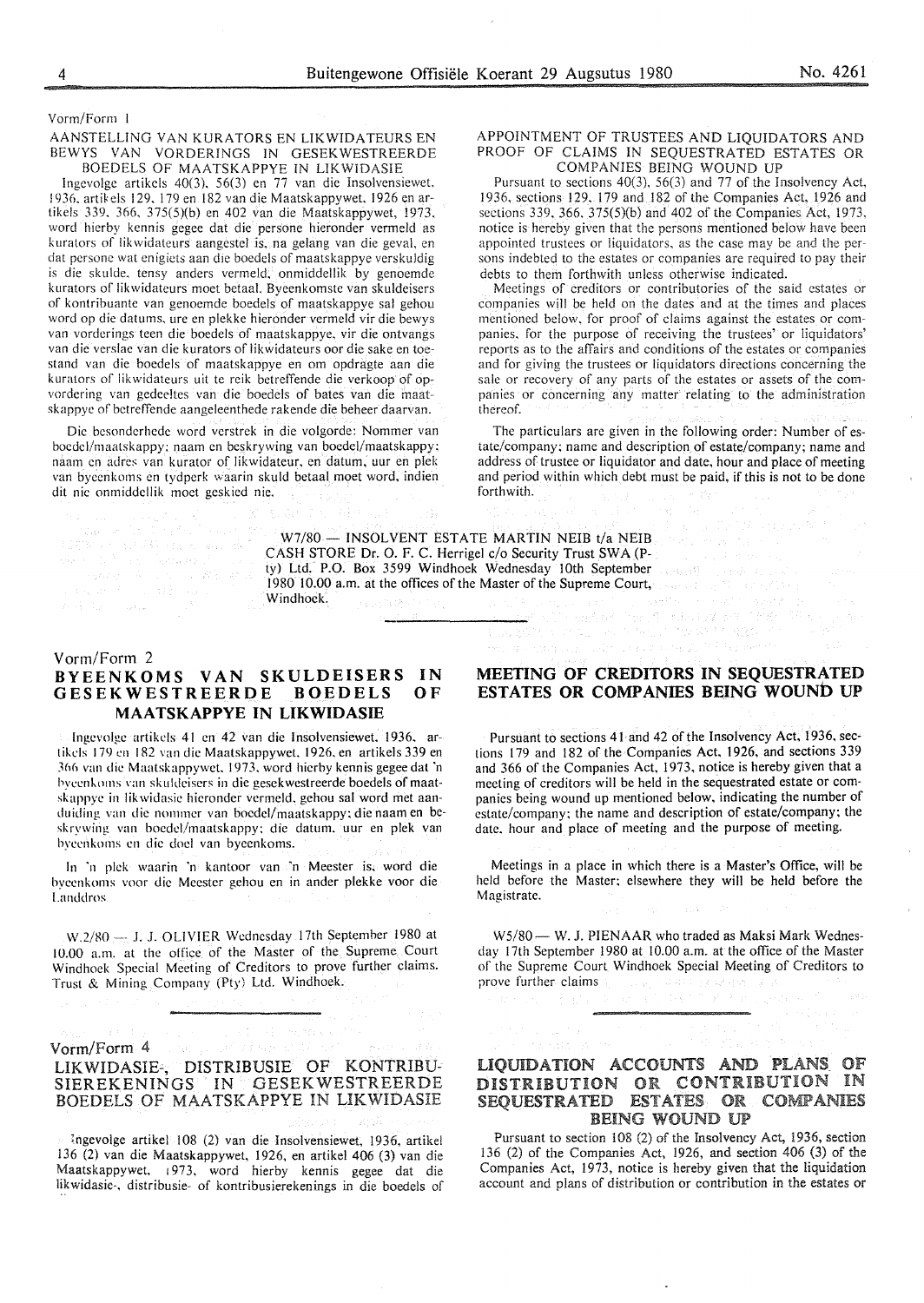Vorm/Form 1

## AANSTELLING VAN KURATORS EN LIKWIDATEURS EN BEWYS VAN VORDERINGS IN GESEKWESTREERDE BOEDELS OF MAATSKAPPYE IN LIKWIDASIE

Ingevolge artikels 40(3), 56(3) en 77 van die Insolvensiewet, 1936, artikels 129, 179 en 182 van die Maatskappywet, 1926 en artikels 339, 366, 375(5)(b) en 402 van die Maatskappywet, 1973, word hierby kennis gegee dat die persone hieronder vermeld as kurators of likwidateurs aangestel is, na gelang van die geval, en dat persone wat enigiets aan die boedels of maatskappye verskuldig is die skulde, tensy anders vermeld, onmiddellik by genoemde kurators of likwidateurs moet betaal. Byeenkomste van skuldeisers of kontribuante van genoemde boedels of maatskappye sal gehou word op die datums, ure en plekke hieronder vermeld vir die bewys van vorderings teen die boedels of maatskappye, vir die ontvangs van die verslae van die kurators of likwidateurs oor die sake en toestand van die boedels of maatskappye en om opdragte aan die kurators of likwidateurs uit te reik betreffende die verkoop of opvordering van gedeeltes van die boedels of bates van die maatskappye of betreffende aangeleenthede rakende die beheer daarvan.

Die besonderhede word verstrek in die volgorde: Nommer van boedel/maatskappy; naam en beskrywing van boedel/maatskappy; naam en adres van kurator of likwidateur, en datum, uur en plek van byeenkoms en tydperk waarin skuld betaal moet word, indien dit nie onmiddellik moet geskied nie.

## APPOINTMENT OF TRUSTEES AND LIQUIDATORS AND PROOF OF CLAIMS IN SEQUESTRATED ESTATES OR COMPANIES BEING WOUND UP

Pursuant to sections 40(3), 56(3) and 77 of the Insolvency Act, 1936, sections 129, 179 and 182 of the Companies Act, 1926 and sections 339, 366, 375(5)(b) and 402 of the Companies Act, 1973, notice is hereby given that the persons mentioned below have been appointed trustees or liquidators, as the case may be and the persons indebted to the estates or companies are required to pay their debts to them forthwith unless otherwise indicated.

Meetings of creditors or contributories of the said estates or companies will be held on the dates and at the times and places mentioned below, for proof of claims against the estates or companies, for the purpose of receiving the trustees' or liquidators' reports as to the affairs and conditions of the estates or companies and for giving the trustees or liquidators directions concerning the sale or recovery of any parts of the estates or assets of the companies or concerning any matter relating to the administration thereof.

The particulars are given in the following order: Number of estate/company; name and description of estate/company; name and address of trustee or liquidator and date, hour and place of meeting and period within which debt must be paid, if this is not to be done forthwith.

W7/80 — INSOLVENT ESTATE MARTIN NEIB t/a NEIB CASH STORE Dr. O. F. C. Herrigel c/o Security Trust SWA (Pty) Ltd. P.O. Box 3599 Windhoek Wednesday 10th September 1980 10.00 a.m. at the offices of the Master of the Supreme Court, Windhoek.

---

Vorm/Form 2

## BYEENKOMS VAN SKULDEISERS IN GESEKWESTREERDE BOEDELS OF MAATSKAPPYE IN LIKWIDASIE

Ingevolge artikels 41 en 42 van die Insolvensiewet, 1936, artikels 179 en 182 van die Maatskappywet, 1926, en artikels 339 en 366 van die Maatskappywet, 1973, word hierby kennis gegee dat 'n byeenkoms van skuldeisers in die gesekwestreerde boedels of maatskappye in likwidasie hieronder vermeld, gehou sal word met aanduiding van die nommer van boedel/maatskappy; die naam en beskrywing van boedel/maatskappy; die datum, uur en plek van byeenkoms en die doel van byeenkoms.

In 'n plek waarin 'n kantoor van 'n Meester is, word die byeenkoms voor die Meester gehou en in ander plekke voor die Landdros.

W.2/80 — J. J. OLIVIER Wednesday 17th September 1980 at 10.00 a.m. at the office of the Master of the Supreme Court Windhoek Special Meeting of Creditors to prove further claims. Trust & Mining Company (Pty) Ltd. Windhoek.

## MEETING OF CREDITORS IN SEQUESTRATED ESTATES OR COMPANIES BEING WOUND UP

Pursuant to sections 41 and 42 of the Insolvency Act, 1936, sections 179 and 182 of the Companies Act, 1926, and sections 339 and 366 of the Companies Act, 1973, notice is hereby given that a meeting of creditors will be held in the sequestrated estate or companies being wound up mentioned below, indicating the number of estate/company; the name and description of estate/company; the date, hour and place of meeting and the purpose of meeting.

Meetings in a place in which there is a Master's Office, will be held before the Master; elsewhere they will be held before the Magistrate.

W5/80 — W. J. PIENAAR who traded as Maksi Mark Wednesday 17th September 1980 at 10.00 a.m. at the office of the Master of the Supreme Court Windhoek Special Meeting of Creditors to prove further claims

---

Vorm/Form 4

## LIKWIDASIE-, DISTRIBUSIE OF KONTRIBUSIEREKENINGS IN GESEKWESTREERDE BOEDELS OF MAATSKAPPYE IN LIKWIDASIE

Ingevolge artikel 108 (2) van die Insolvensiewet, 1936, artikel 136 (2) van die Maatskappywet, 1926, en artikel 406 (3) van die Maatskappywet, 1973, word hierby kennis gegee dat die likwidasie-, distribusie- of kontribusierekenings in die boedels of

## LIQUIDATION ACCOUNTS AND PLANS OF DISTRIBUTION OR CONTRIBUTION IN SEQUESTRATED ESTATES OR COMPANIES BEING WOUND UP

Pursuant to section 108 (2) of the Insolvency Act, 1936, section 136 (2) of the Companies Act, 1926, and section 406 (3) of the Companies Act, 1973, notice is hereby given that the liquidation account and plans of distribution or contribution in the estates or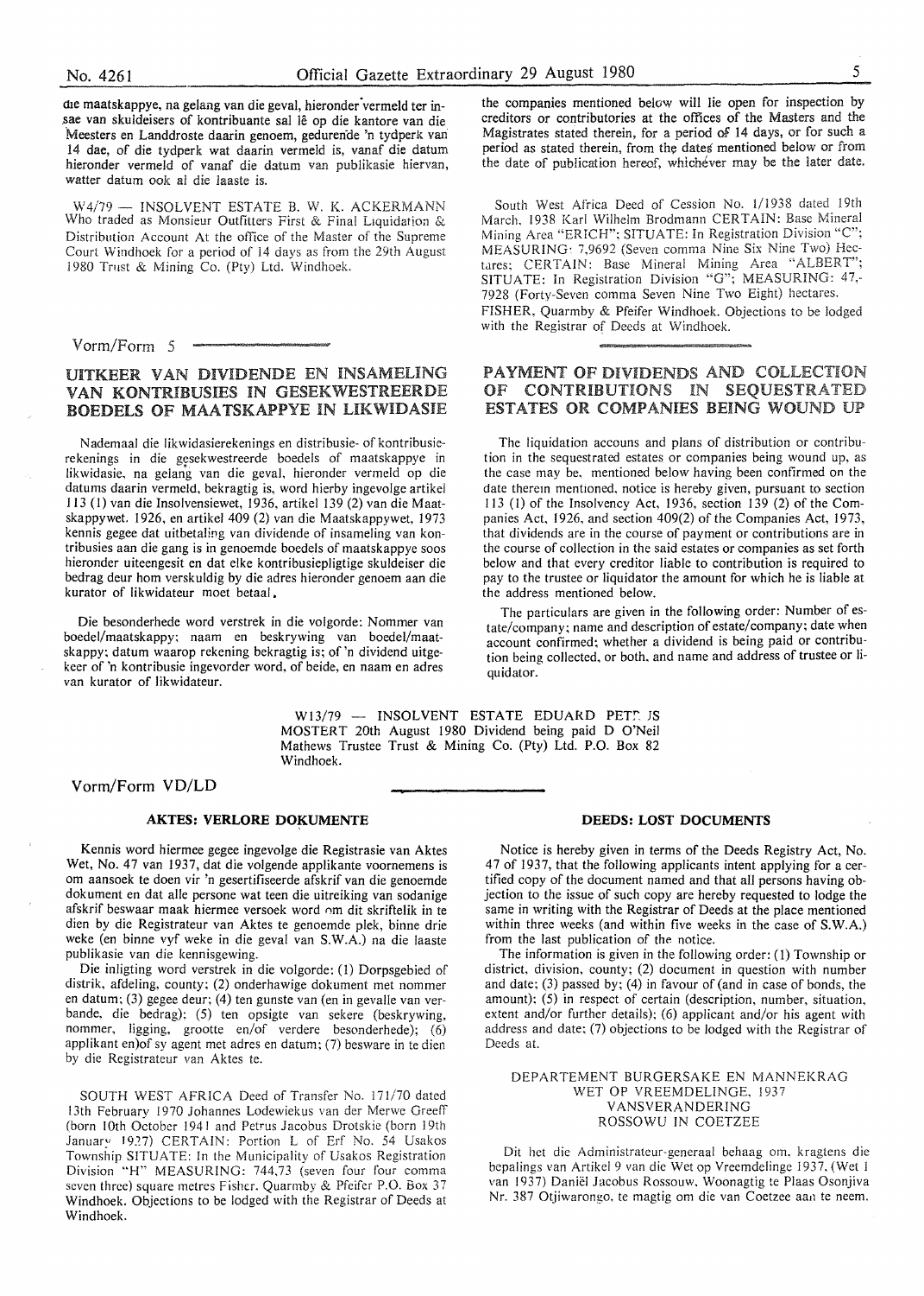die maatskappye, na gelang van die geval, hieronder vermeld ter insae van skuldeisers of kontribuante sal lê op die kantore van die Meesters en Landdroste daarin genoem, gedurende 'n tydperk van 14 dae, of die tydperk wat daarin vermeld is, vanaf die datum hieronder vermeld of vanaf die datum van publikasie hiervan, watter datum ook al die laaste is.

W4/79 — INSOLVENT ESTATE B. W. K. ACKERMANN Who traded as Monsieur Outfitters First & Final Liquidation & Distribution Account At the office of the Master of the Supreme Court Windhoek for a period of 14 days as from the 29th August 1980 Trust & Mining Co. (Pty) Ltd. Windhoek.

the companies mentioned below will lie open for inspection by creditors or contributories at the offices of the Masters and the Magistrates stated therein, for a period of 14 days, or for such a period as stated therein, from the dates mentioned below or from the date of publication hereof, whichever may be the later date.

South West Africa Deed of Cession No. 1/1938 dated 19th March, 1938 Karl Wilhelm Brodmann CERTAIN: Base Mineral Mining Area "ERICH"; SITUATE: In Registration Division "C"; MEASURING: 7,9692 (Seven comma Nine Six Nine Two) Hectares; CERTAIN: Base Mineral Mining Area "ALBERT"; SITUATE: In Registration Division "G"; MEASURING: 47,-7928 (Forty-Seven comma Seven Nine Two Eight) hectares.

FISHER, Quarmby & Pfeifer Windhoek. Objections to be lodged with the Registrar of Deeds at Windhoek.

Vorm/Form 5

## UITKEER VAN DIVIDENDE EN INSAMELING VAN KONTRIBUSIES IN GESEKWESTREERDE BOEDELS OF MAATSKAPPYE IN LIKWIDASIE

Nademaal die likwidasierekenings en distribusie- of kontribusierekenings in die gesekwestreerde boedels of maatskappye in likwidasie, na gelang van die geval, hieronder vermeld op die datums daarin vermeld, bekragtig is, word hierby ingevolge artikel 113 (1) van die Insolvensiewet, 1936, artikel 139 (2) van die Maatskappywet, 1926, en artikel 409 (2) van die Maatskappywet, 1973 kennis gegee dat uitbetaling van dividende of insameling van kontribusies aan die gang is in genoemde boedels of maatskappye soos hieronder uiteengesit en dat elke kontribusiepligtige skuldeiser die bedrag deur hom verskuldig by die adres hieronder genoem aan die kurator of likwidateur moet betaal.

Die besonderhede word verstrek in die volgorde: Nommer van boedel/maatskappy; naam en beskrywing van boedel/maatskappy; datum waarop rekening bekragtig is; of 'n dividend uitgekeer of 'n kontribusie ingevorder word, of beide, en naam en adres van kurator of likwidateur.

## PAYMENT OF DIVIDENDS AND COLLECTION OF CONTRIBUTIONS IN SEQUESTRATED ESTATES OR COMPANIES BEING WOUND UP

The liquidation accouns and plans of distribution or contribution in the sequestrated estates or companies being wound up, as the case may be, mentioned below having been confirmed on the date therein mentioned, notice is hereby given, pursuant to section 113 (1) of the Insolvency Act, 1936, section 139 (2) of the Companies Act, 1926, and section 409(2) of the Companies Act, 1973, that dividends are in the course of payment or contributions are in the course of collection in the said estates or companies as set forth below and that every creditor liable to contribution is required to pay to the trustee or liquidator the amount for which he is liable at the address mentioned below.

The particulars are given in the following order: Number of estate/company; name and description of estate/company; date when account confirmed; whether a dividend is being paid or contribution being collected, or both, and name and address of trustee or liquidator.

W13/79 — INSOLVENT ESTATE EDUARD PETRUS MOSTERT 20th August 1980 Dividend being paid D O'Neil Mathews Trustee Trust & Mining Co. (Pty) Ltd. P.O. Box 82 Windhoek.

Vorm/Form VD/LD

### AKTES: VERLORE DOKUMENTE

Kennis word hiermee gegee ingevolge die Registrasie van Aktes Wet, No. 47 van 1937, dat die volgende applikante voornemens is om aansoek te doen vir 'n gesertifiseerde afskrif van die genoemde dokument en dat alle persone wat teen die uitreiking van sodanige afskrif beswaar maak hiermee versoek word om dit skriftelik in te dien by die Registrateur van Aktes te genoemde plek, binne drie weke (en binne vyf weke in die geval van S.W.A.) na die laaste publikasie van die kennisgewing.

Die inligting word verstrek in die volgorde: (1) Dorpsgebied of distrik, afdeling, county; (2) onderhawige dokument met nommer en datum; (3) gegee deur; (4) ten gunste van (en in gevalle van verbande, die bedrag); (5) ten opsigte van sekere (beskrywing, nommer, ligging, grootte en/of verdere besonderhede); (6) applikant en/of sy agent met adres en datum; (7) besware in te dien by die Registrateur van Aktes te.

SOUTH WEST AFRICA Deed of Transfer No. 171/70 dated 13th February 1970 Johannes Lodewiekus van der Merwe Greeff (born 10th October 1941 and Petrus Jacobus Drotskie (born 19th January 1927) CERTAIN: Portion L of Erf No. 54 Usakos Township SITUATE: In the Municipality of Usakos Registration Division "H" MEASURING: 744,73 (seven four four comma seven three) square metres Fisher, Quarmby & Pfeifer P.O. Box 37 Windhoek. Objections to be lodged with the Registrar of Deeds at Windhoek.

### DEEDS: LOST DOCUMENTS

Notice is hereby given in terms of the Deeds Registry Act, No. 47 of 1937, that the following applicants intent applying for a certified copy of the document named and that all persons having objection to the issue of such copy are hereby requested to lodge the same in writing with the Registrar of Deeds at the place mentioned within three weeks (and within five weeks in the case of S.W.A.) from the last publication of the notice.

The information is given in the following order: (1) Township or district, division, county; (2) document in question with number and date; (3) passed by; (4) in favour of (and in case of bonds, the amount); (5) in respect of certain (description, number, situation, extent and/or further details); (6) applicant and/or his agent with address and date; (7) objections to be lodged with the Registrar of Deeds at.

DEPARTEMENT BURGERSAKE EN MANNEKRAG
WET OP VREEMDELINGE, 1937
VANSVERANDERING
ROSSOWU IN COETZEE

Dit het die Administrateur-generaal behaag om, kragtens die bepalings van Artikel 9 van die Wet op Vreemdelinge 1937, (Wet 1 van 1937) Daniël Jacobus Rossouw, Woonagtig te Plaas Osonjiva Nr. 387 Otjiwarongo, te magtig om die van Coetzee aan te neem.